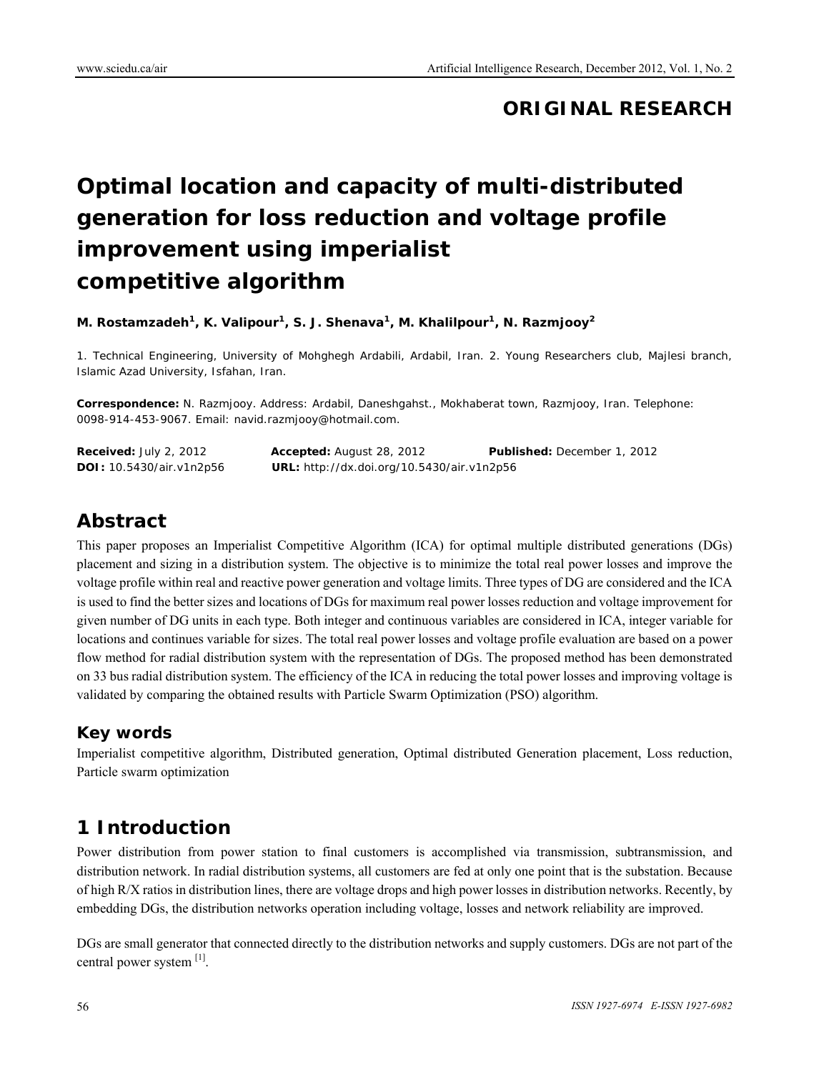**ORIGINAL RESEARCH**

# Optimal location and capacity of multi-distributed generation for loss reduction and voltage profile improvement using imperialist competitive algorithm

**M. Rostamzadeh[1], K. Valipour[1], S. J. Shenava[1], M. Khalilpour[1], N. Razmjooy[2]**

1. Technical Engineering, University of Mohghegh Ardabili, Ardabil, Iran. 2. Young Researchers club, Majlesi branch, Islamic Azad University, Isfahan, Iran.

**Correspondence:** N. Razmjooy. Address: Ardabil, Daneshgahst., Mokhaberat town, Razmjooy, Iran. Telephone: 0098-914-453-9067. Email: navid.razmjooy@hotmail.com.

**Received:** July 2, 2012 **Accepted:** August 28, 2012 **Published:** December 1, 2012
**DOI:** 10.5430/air.v1n2p56 **URL:** http://dx.doi.org/10.5430/air.v1n2p56

## Abstract

This paper proposes an Imperialist Competitive Algorithm (ICA) for optimal multiple distributed generations (DGs) placement and sizing in a distribution system. The objective is to minimize the total real power losses and improve the voltage profile within real and reactive power generation and voltage limits. Three types of DG are considered and the ICA is used to find the better sizes and locations of DGs for maximum real power losses reduction and voltage improvement for given number of DG units in each type. Both integer and continuous variables are considered in ICA, integer variable for locations and continues variable for sizes. The total real power losses and voltage profile evaluation are based on a power flow method for radial distribution system with the representation of DGs. The proposed method has been demonstrated on 33 bus radial distribution system. The efficiency of the ICA in reducing the total power losses and improving voltage is validated by comparing the obtained results with Particle Swarm Optimization (PSO) algorithm.

### Key words

Imperialist competitive algorithm, Distributed generation, Optimal distributed Generation placement, Loss reduction, Particle swarm optimization

## 1 Introduction

Power distribution from power station to final customers is accomplished via transmission, subtransmission, and distribution network. In radial distribution systems, all customers are fed at only one point that is the substation. Because of high R/X ratios in distribution lines, there are voltage drops and high power losses in distribution networks. Recently, by embedding DGs, the distribution networks operation including voltage, losses and network reliability are improved.

DGs are small generator that connected directly to the distribution networks and supply customers. DGs are not part of the central power system [1].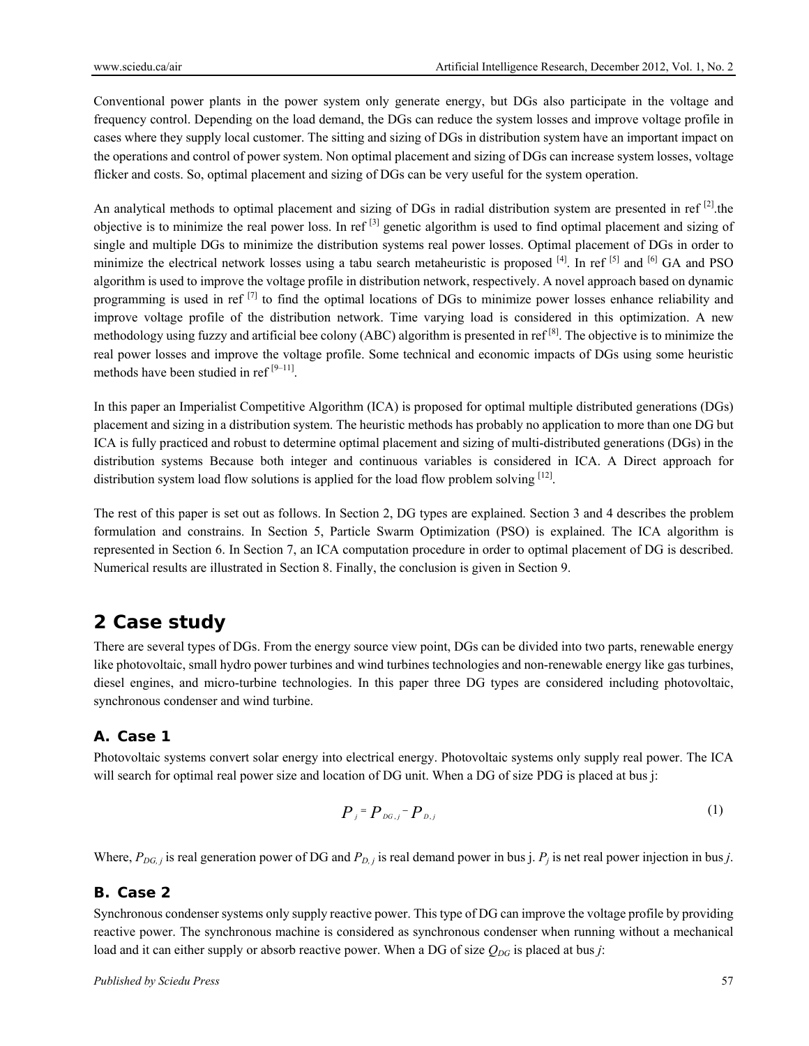Conventional power plants in the power system only generate energy, but DGs also participate in the voltage and frequency control. Depending on the load demand, the DGs can reduce the system losses and improve voltage profile in cases where they supply local customer. The sitting and sizing of DGs in distribution system have an important impact on the operations and control of power system. Non optimal placement and sizing of DGs can increase system losses, voltage flicker and costs. So, optimal placement and sizing of DGs can be very useful for the system operation.

An analytical methods to optimal placement and sizing of DGs in radial distribution system are presented in ref [2].the objective is to minimize the real power loss. In ref [3] genetic algorithm is used to find optimal placement and sizing of single and multiple DGs to minimize the distribution systems real power losses. Optimal placement of DGs in order to minimize the electrical network losses using a tabu search metaheuristic is proposed [4]. In ref [5] and [6] GA and PSO algorithm is used to improve the voltage profile in distribution network, respectively. A novel approach based on dynamic programming is used in ref [7] to find the optimal locations of DGs to minimize power losses enhance reliability and improve voltage profile of the distribution network. Time varying load is considered in this optimization. A new methodology using fuzzy and artificial bee colony (ABC) algorithm is presented in ref [8]. The objective is to minimize the real power losses and improve the voltage profile. Some technical and economic impacts of DGs using some heuristic methods have been studied in ref [9–11].

In this paper an Imperialist Competitive Algorithm (ICA) is proposed for optimal multiple distributed generations (DGs) placement and sizing in a distribution system. The heuristic methods has probably no application to more than one DG but ICA is fully practiced and robust to determine optimal placement and sizing of multi-distributed generations (DGs) in the distribution systems Because both integer and continuous variables is considered in ICA. A Direct approach for distribution system load flow solutions is applied for the load flow problem solving [12].

The rest of this paper is set out as follows. In Section 2, DG types are explained. Section 3 and 4 describes the problem formulation and constrains. In Section 5, Particle Swarm Optimization (PSO) is explained. The ICA algorithm is represented in Section 6. In Section 7, an ICA computation procedure in order to optimal placement of DG is described. Numerical results are illustrated in Section 8. Finally, the conclusion is given in Section 9.

## 2 Case study

There are several types of DGs. From the energy source view point, DGs can be divided into two parts, renewable energy like photovoltaic, small hydro power turbines and wind turbines technologies and non-renewable energy like gas turbines, diesel engines, and micro-turbine technologies. In this paper three DG types are considered including photovoltaic, synchronous condenser and wind turbine.

### A. Case 1

Photovoltaic systems convert solar energy into electrical energy. Photovoltaic systems only supply real power. The ICA will search for optimal real power size and location of DG unit. When a DG of size PDG is placed at bus j:

$$P_j = P_{DG,j} - P_{D,j} \tag{1}$$

Where, $P_{DG,j}$ is real generation power of DG and $P_{D,j}$ is real demand power in bus j. $P_j$ is net real power injection in bus *j*.

### B. Case 2

Synchronous condenser systems only supply reactive power. This type of DG can improve the voltage profile by providing reactive power. The synchronous machine is considered as synchronous condenser when running without a mechanical load and it can either supply or absorb reactive power. When a DG of size $Q_{DG}$ is placed at bus *j*: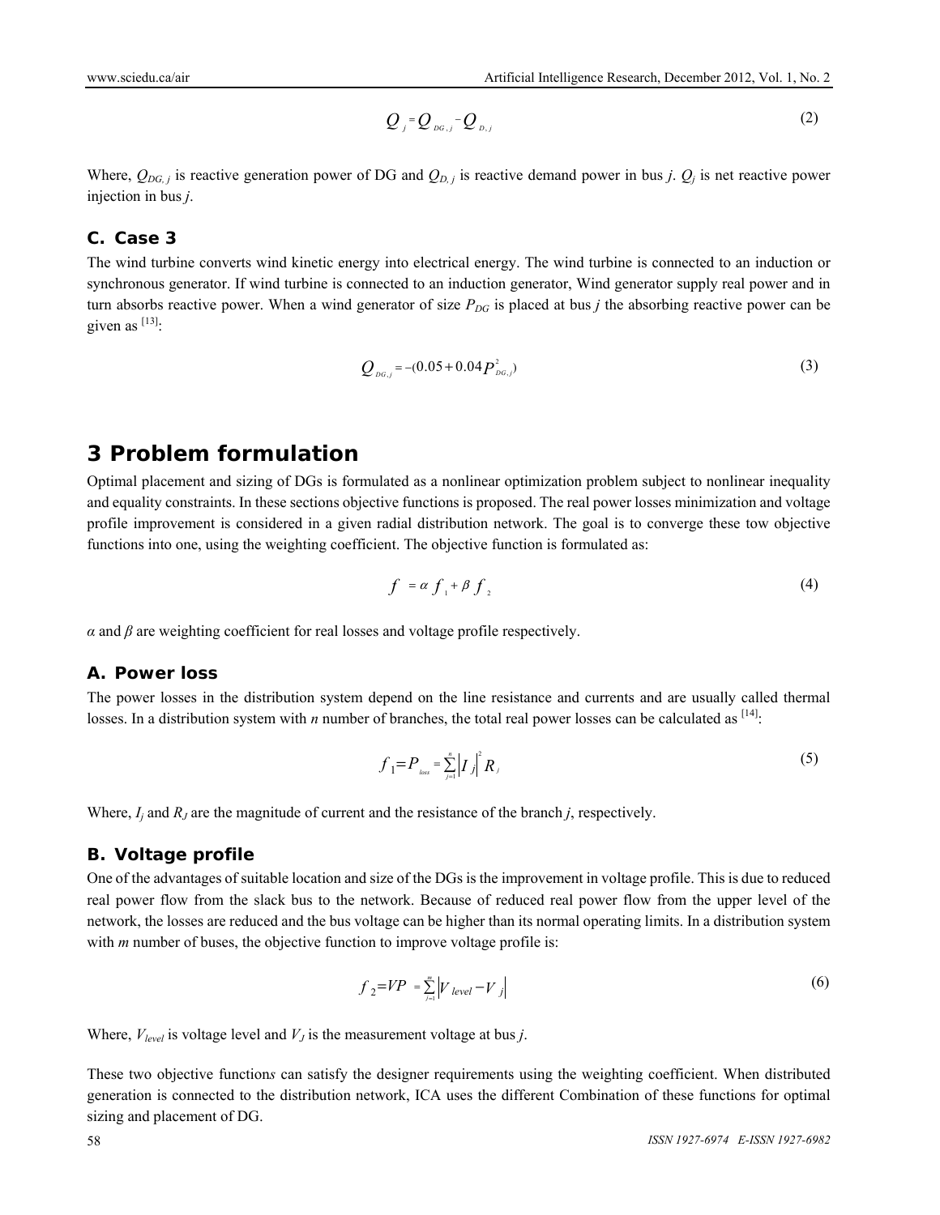$$Q_j = Q_{DG,j} - Q_{D,j} \tag{2}$$

Where, $Q_{DG,j}$ is reactive generation power of DG and $Q_{D,j}$ is reactive demand power in bus $j$. $Q_j$ is net reactive power injection in bus $j$.

### C. Case 3

The wind turbine converts wind kinetic energy into electrical energy. The wind turbine is connected to an induction or synchronous generator. If wind turbine is connected to an induction generator, Wind generator supply real power and in turn absorbs reactive power. When a wind generator of size $P_{DG}$ is placed at bus $j$ the absorbing reactive power can be given as [13]:

$$Q_{DG,j} = -(0.05 + 0.04 P_{DG,j}^2) \tag{3}$$

## 3 Problem formulation

Optimal placement and sizing of DGs is formulated as a nonlinear optimization problem subject to nonlinear inequality and equality constraints. In these sections objective functions is proposed. The real power losses minimization and voltage profile improvement is considered in a given radial distribution network. The goal is to converge these tow objective functions into one, using the weighting coefficient. The objective function is formulated as:

$$f = \alpha f_1 + \beta f_2 \tag{4}$$

$\alpha$ and $\beta$ are weighting coefficient for real losses and voltage profile respectively.

### A. Power loss

The power losses in the distribution system depend on the line resistance and currents and are usually called thermal losses. In a distribution system with $n$ number of branches, the total real power losses can be calculated as [14]:

$$f_1 = P_{loss} = \sum_{j=1}^{n} \left| I_j \right|^2 R_j \tag{5}$$

Where, $I_j$ and $R_J$ are the magnitude of current and the resistance of the branch $j$, respectively.

### B. Voltage profile

One of the advantages of suitable location and size of the DGs is the improvement in voltage profile. This is due to reduced real power flow from the slack bus to the network. Because of reduced real power flow from the upper level of the network, the losses are reduced and the bus voltage can be higher than its normal operating limits. In a distribution system with $m$ number of buses, the objective function to improve voltage profile is:

$$f_2 = VP = \sum_{j=1}^{m} \left| V_{level} - V_j \right| \tag{6}$$

Where, $V_{level}$ is voltage level and $V_J$ is the measurement voltage at bus $j$.

These two objective function*s* can satisfy the designer requirements using the weighting coefficient. When distributed generation is connected to the distribution network, ICA uses the different Combination of these functions for optimal sizing and placement of DG.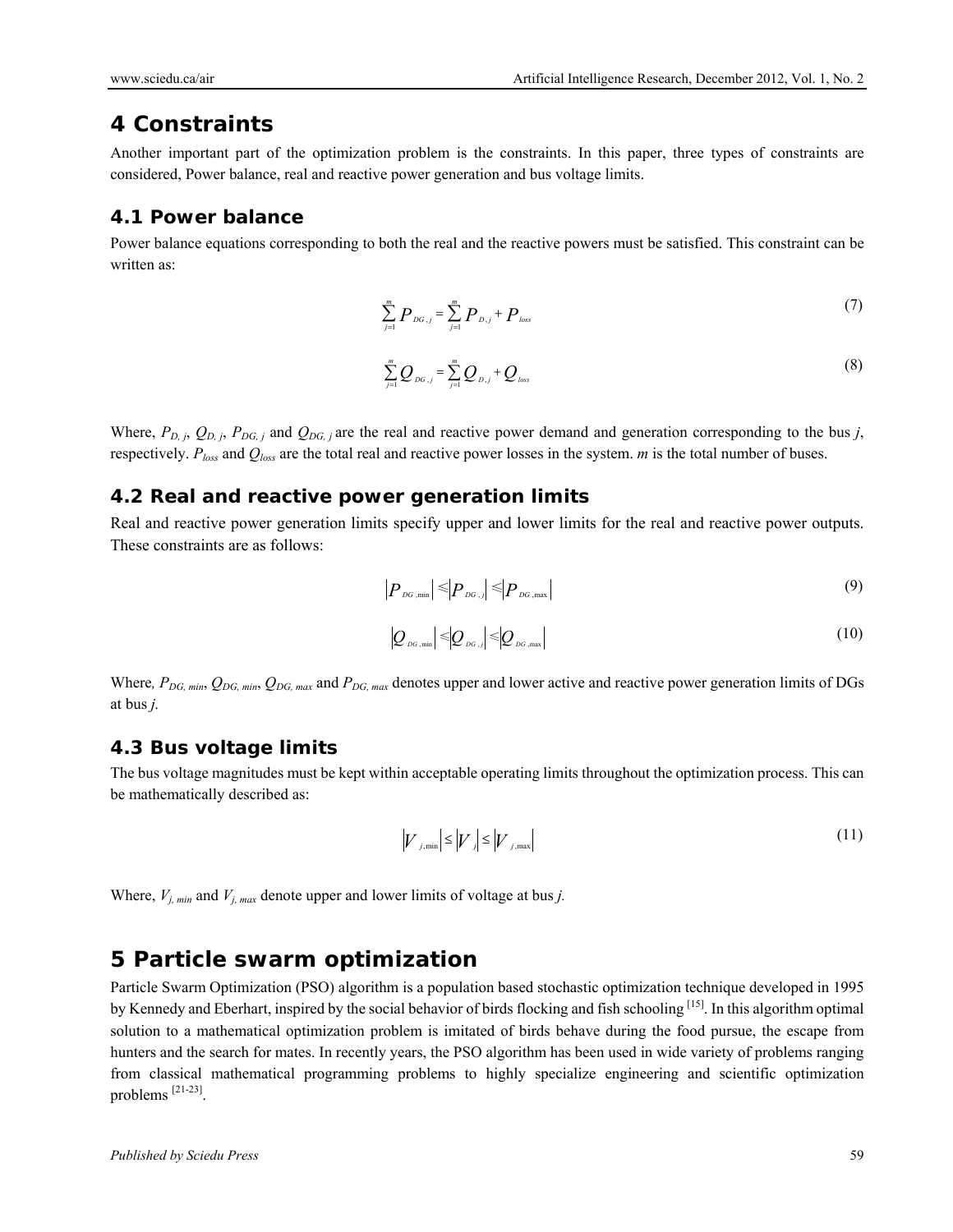# 4 Constraints

Another important part of the optimization problem is the constraints. In this paper, three types of constraints are considered, Power balance, real and reactive power generation and bus voltage limits.

## 4.1 Power balance

Power balance equations corresponding to both the real and the reactive powers must be satisfied. This constraint can be written as:

$$\sum_{j=1}^{m} P_{DG,j} = \sum_{j=1}^{m} P_{D,j} + P_{loss} \tag{7}$$

$$\sum_{j=1}^{m} Q_{DG,j} = \sum_{j=1}^{m} Q_{D,j} + Q_{loss} \tag{8}$$

Where, $P_{D,j}$, $Q_{D,j}$, $P_{DG,j}$ and $Q_{DG,j}$ are the real and reactive power demand and generation corresponding to the bus *j*, respectively. $P_{loss}$ and $Q_{loss}$ are the total real and reactive power losses in the system. *m* is the total number of buses.

## 4.2 Real and reactive power generation limits

Real and reactive power generation limits specify upper and lower limits for the real and reactive power outputs. These constraints are as follows:

$$\left|P_{DG,\min}\right| \leq \left|P_{DG,j}\right| \leq \left|P_{DG,\max}\right| \tag{9}$$

$$\left|Q_{DG,\min}\right| \leq \left|Q_{DG,j}\right| \leq \left|Q_{DG,\max}\right| \tag{10}$$

Where, $P_{DG,\,min}$, $Q_{DG,\,min}$, $Q_{DG,\,max}$ and $P_{DG,\,max}$ denotes upper and lower active and reactive power generation limits of DGs at bus *j*.

## 4.3 Bus voltage limits

The bus voltage magnitudes must be kept within acceptable operating limits throughout the optimization process. This can be mathematically described as:

$$\left|V_{j,\min}\right| \leq \left|V_{j}\right| \leq \left|V_{j,\max}\right| \tag{11}$$

Where, $V_{j,\,min}$ and $V_{j,\,max}$ denote upper and lower limits of voltage at bus *j*.

# 5 Particle swarm optimization

Particle Swarm Optimization (PSO) algorithm is a population based stochastic optimization technique developed in 1995 by Kennedy and Eberhart, inspired by the social behavior of birds flocking and fish schooling [15]. In this algorithm optimal solution to a mathematical optimization problem is imitated of birds behave during the food pursue, the escape from hunters and the search for mates. In recently years, the PSO algorithm has been used in wide variety of problems ranging from classical mathematical programming problems to highly specialize engineering and scientific optimization problems [21-23].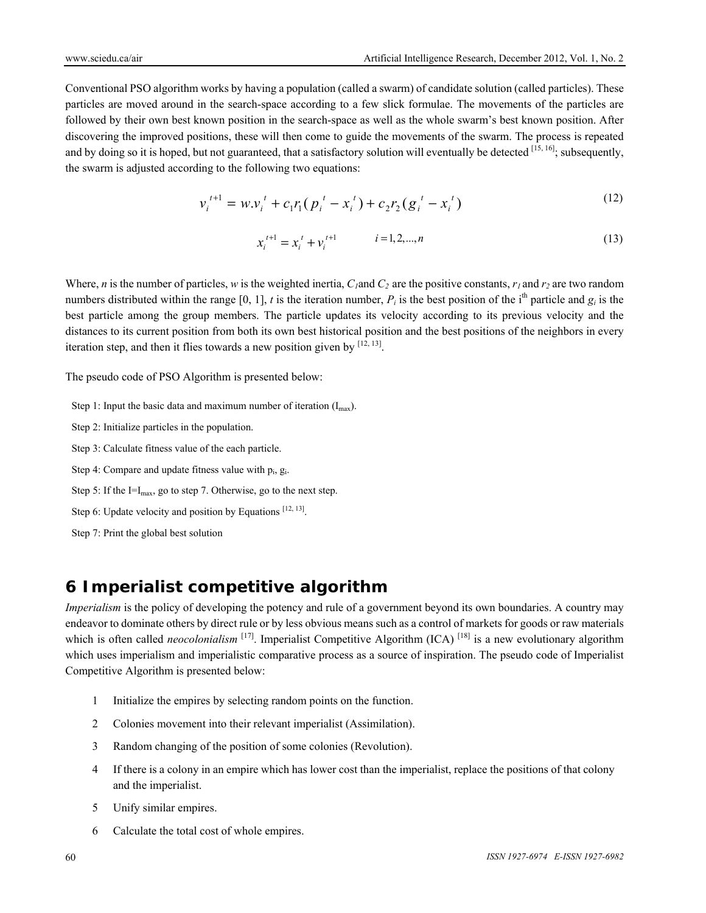Conventional PSO algorithm works by having a population (called a swarm) of candidate solution (called particles). These particles are moved around in the search-space according to a few slick formulae. The movements of the particles are followed by their own best known position in the search-space as well as the whole swarm's best known position. After discovering the improved positions, these will then come to guide the movements of the swarm. The process is repeated and by doing so it is hoped, but not guaranteed, that a satisfactory solution will eventually be detected [15, 16]; subsequently, the swarm is adjusted according to the following two equations:

$$v_i^{t+1} = w.v_i^{\,t} + c_1 r_1 (p_i^{\,t} - x_i^{\,t}) + c_2 r_2 (g_i^{\,t} - x_i^{\,t}) \tag{12}$$

$$x_i^{t+1} = x_i^{\,t} + v_i^{t+1} \qquad i = 1, 2, ..., n \tag{13}$$

Where, $n$ is the number of particles, $w$ is the weighted inertia, $C_1$and $C_2$ are the positive constants, $r_1$ and $r_2$ are two random numbers distributed within the range [0, 1], $t$ is the iteration number, $P_i$ is the best position of the i$^{th}$ particle and $g_i$ is the best particle among the group members. The particle updates its velocity according to its previous velocity and the distances to its current position from both its own best historical position and the best positions of the neighbors in every iteration step, and then it flies towards a new position given by [12, 13].

The pseudo code of PSO Algorithm is presented below:

Step 1: Input the basic data and maximum number of iteration ($I_{max}$).

Step 2: Initialize particles in the population.

Step 3: Calculate fitness value of the each particle.

Step 4: Compare and update fitness value with $p_i$, $g_i$.

Step 5: If the $I=I_{max}$, go to step 7. Otherwise, go to the next step.

Step 6: Update velocity and position by Equations [12, 13].

Step 7: Print the global best solution

# 6 Imperialist competitive algorithm

*Imperialism* is the policy of developing the potency and rule of a government beyond its own boundaries. A country may endeavor to dominate others by direct rule or by less obvious means such as a control of markets for goods or raw materials which is often called *neocolonialism* [17]. Imperialist Competitive Algorithm (ICA) [18] is a new evolutionary algorithm which uses imperialism and imperialistic comparative process as a source of inspiration. The pseudo code of Imperialist Competitive Algorithm is presented below:

1 Initialize the empires by selecting random points on the function.

2 Colonies movement into their relevant imperialist (Assimilation).

3 Random changing of the position of some colonies (Revolution).

4 If there is a colony in an empire which has lower cost than the imperialist, replace the positions of that colony and the imperialist.

5 Unify similar empires.

6 Calculate the total cost of whole empires.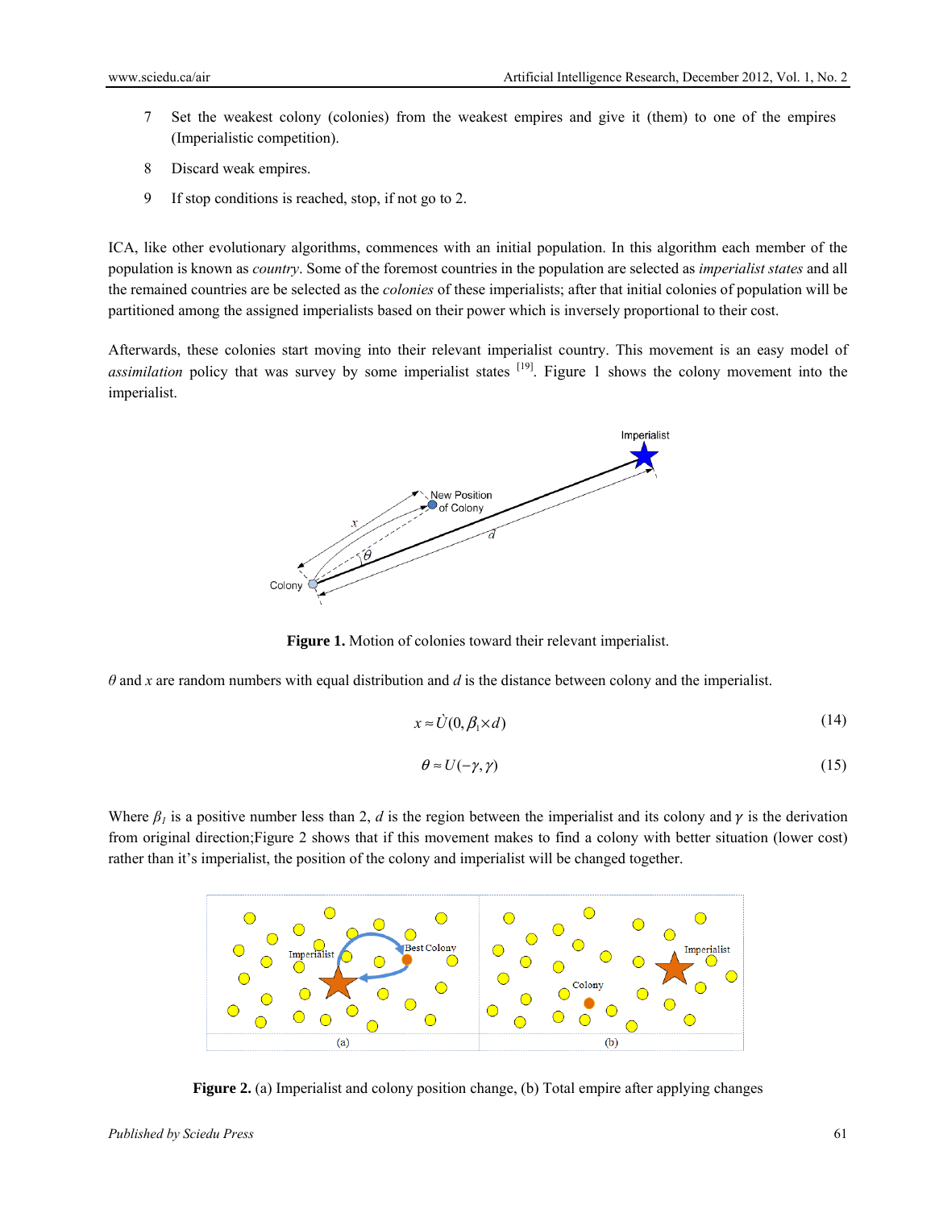7 Set the weakest colony (colonies) from the weakest empires and give it (them) to one of the empires (Imperialistic competition).

8 Discard weak empires.

9 If stop conditions is reached, stop, if not go to 2.

ICA, like other evolutionary algorithms, commences with an initial population. In this algorithm each member of the population is known as *country*. Some of the foremost countries in the population are selected as *imperialist states* and all the remained countries are be selected as the *colonies* of these imperialists; after that initial colonies of population will be partitioned among the assigned imperialists based on their power which is inversely proportional to their cost.

Afterwards, these colonies start moving into their relevant imperialist country. This movement is an easy model of *assimilation* policy that was survey by some imperialist states [19]. Figure 1 shows the colony movement into the imperialist.

Imperialist
New Position of Colony
x
θ
d
Colony

**Figure 1.** Motion of colonies toward their relevant imperialist.

$\theta$ and $x$ are random numbers with equal distribution and $d$ is the distance between colony and the imperialist.

$$x \approx \dot{U}(0, \beta_1 \times d) \tag{14}$$

$$\theta \approx U(-\gamma, \gamma) \tag{15}$$

Where $\beta_1$ is a positive number less than 2, $d$ is the region between the imperialist and its colony and $\gamma$ is the derivation from original direction;Figure 2 shows that if this movement makes to find a colony with better situation (lower cost) rather than it's imperialist, the position of the colony and imperialist will be changed together.

Imperialist
Best Colony
(a)
Imperialist
Colony
(b)

**Figure 2.** (a) Imperialist and colony position change, (b) Total empire after applying changes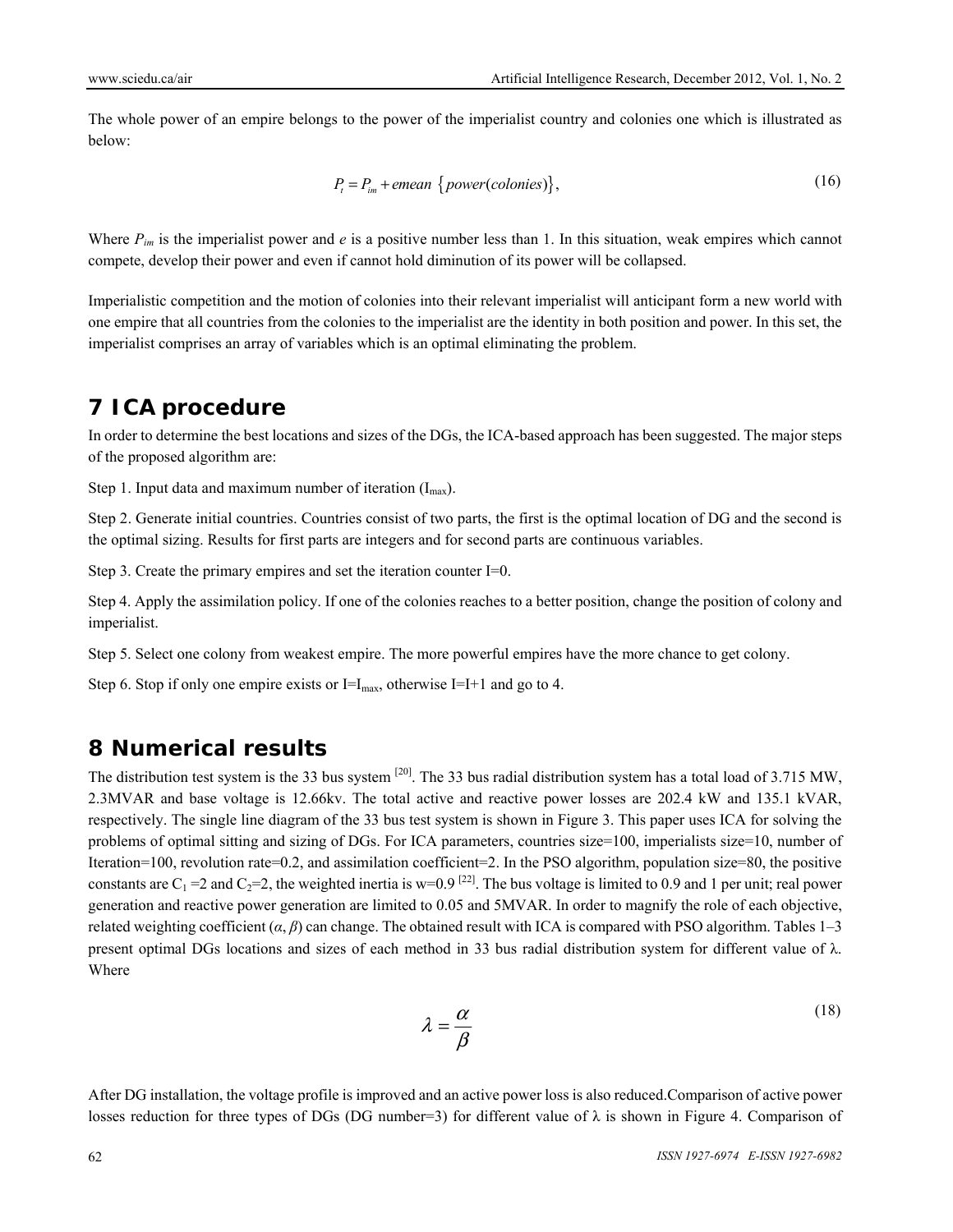The whole power of an empire belongs to the power of the imperialist country and colonies one which is illustrated as below:

$$P_t = P_{im} + e\,mean\left\{power(colonies)\right\}, \tag{16}$$

Where $P_{im}$ is the imperialist power and $e$ is a positive number less than 1. In this situation, weak empires which cannot compete, develop their power and even if cannot hold diminution of its power will be collapsed.

Imperialistic competition and the motion of colonies into their relevant imperialist will anticipant form a new world with one empire that all countries from the colonies to the imperialist are the identity in both position and power. In this set, the imperialist comprises an array of variables which is an optimal eliminating the problem.

## 7 ICA procedure

In order to determine the best locations and sizes of the DGs, the ICA-based approach has been suggested. The major steps of the proposed algorithm are:

Step 1. Input data and maximum number of iteration ($I_{max}$).

Step 2. Generate initial countries. Countries consist of two parts, the first is the optimal location of DG and the second is the optimal sizing. Results for first parts are integers and for second parts are continuous variables.

Step 3. Create the primary empires and set the iteration counter I=0.

Step 4. Apply the assimilation policy. If one of the colonies reaches to a better position, change the position of colony and imperialist.

Step 5. Select one colony from weakest empire. The more powerful empires have the more chance to get colony.

Step 6. Stop if only one empire exists or $I=I_{max}$, otherwise I=I+1 and go to 4.

## 8 Numerical results

The distribution test system is the 33 bus system [20]. The 33 bus radial distribution system has a total load of 3.715 MW, 2.3MVAR and base voltage is 12.66kv. The total active and reactive power losses are 202.4 kW and 135.1 kVAR, respectively. The single line diagram of the 33 bus test system is shown in Figure 3. This paper uses ICA for solving the problems of optimal sitting and sizing of DGs. For ICA parameters, countries size=100, imperialists size=10, number of Iteration=100, revolution rate=0.2, and assimilation coefficient=2. In the PSO algorithm, population size=80, the positive constants are $C_1$ =2 and $C_2$=2, the weighted inertia is w=0.9 [22]. The bus voltage is limited to 0.9 and 1 per unit; real power generation and reactive power generation are limited to 0.05 and 5MVAR. In order to magnify the role of each objective, related weighting coefficient ($\alpha$, $\beta$) can change. The obtained result with ICA is compared with PSO algorithm. Tables 1–3 present optimal DGs locations and sizes of each method in 33 bus radial distribution system for different value of $\lambda$. Where

$$\lambda = \frac{\alpha}{\beta} \tag{18}$$

After DG installation, the voltage profile is improved and an active power loss is also reduced.Comparison of active power losses reduction for three types of DGs (DG number=3) for different value of $\lambda$ is shown in Figure 4. Comparison of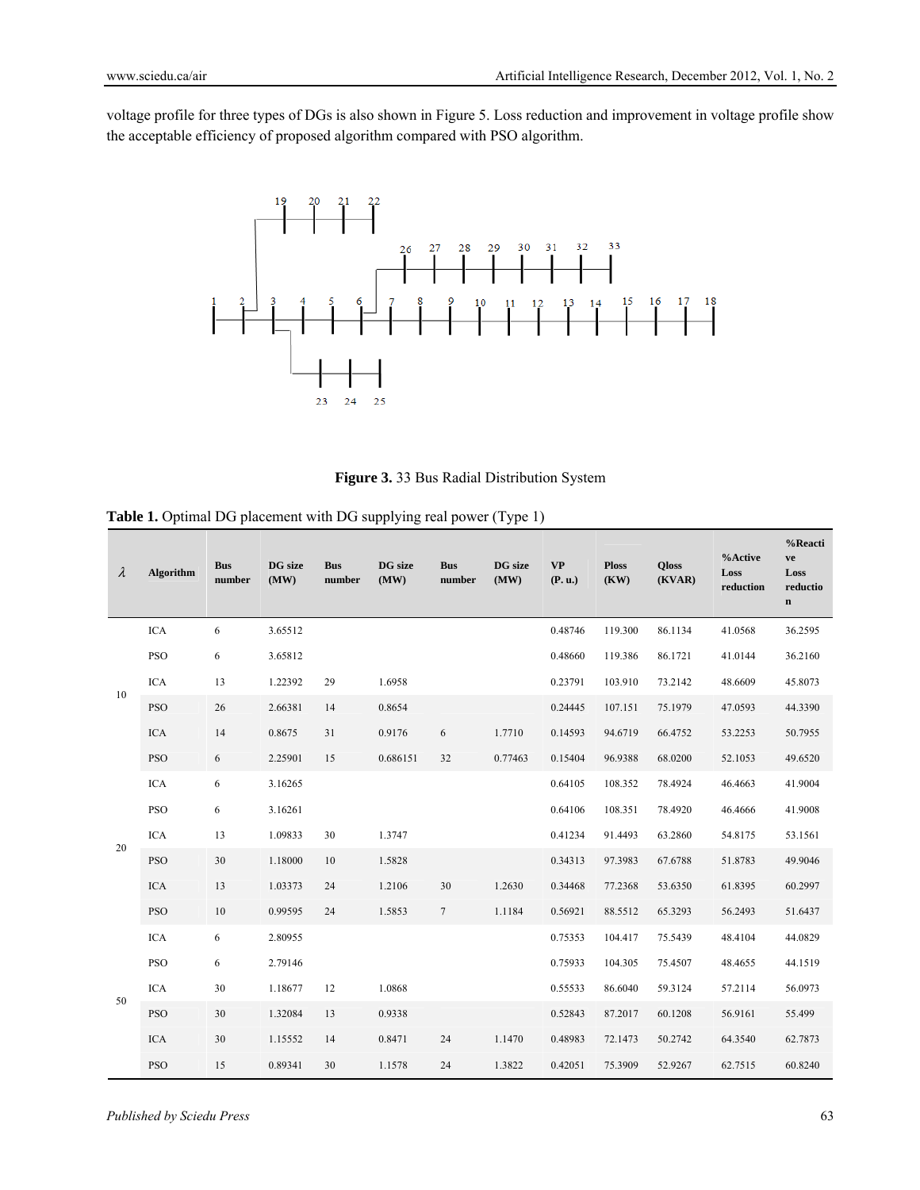voltage profile for three types of DGs is also shown in Figure 5. Loss reduction and improvement in voltage profile show the acceptable efficiency of proposed algorithm compared with PSO algorithm.

19
20
21
22
26
27
28
29
30
31
32
33
1
2
3
4
5
6
7
8
9
10
11
12
13
14
15
16
17
18
23
24
25

**Figure 3.** 33 Bus Radial Distribution System

**Table 1.** Optimal DG placement with DG supplying real power (Type 1)

| $\lambda$ | Algorithm | Bus number | DG size (MW) | Bus number | DG size (MW) | Bus number | DG size (MW) | VP (P. u.) | Ploss (KW) | Qloss (KVAR) | %Active Loss reduction | %Reactive Loss reduction |
|---|---|---|---|---|---|---|---|---|---|---|---|---|
| 10 | ICA | 6 | 3.65512 | | | | | 0.48746 | 119.300 | 86.1134 | 41.0568 | 36.2595 |
| | PSO | 6 | 3.65812 | | | | | 0.48660 | 119.386 | 86.1721 | 41.0144 | 36.2160 |
| | ICA | 13 | 1.22392 | 29 | 1.6958 | | | 0.23791 | 103.910 | 73.2142 | 48.6609 | 45.8073 |
| | PSO | 26 | 2.66381 | 14 | 0.8654 | | | 0.24445 | 107.151 | 75.1979 | 47.0593 | 44.3390 |
| | ICA | 14 | 0.8675 | 31 | 0.9176 | 6 | 1.7710 | 0.14593 | 94.6719 | 66.4752 | 53.2253 | 50.7955 |
| | PSO | 6 | 2.25901 | 15 | 0.686151 | 32 | 0.77463 | 0.15404 | 96.9388 | 68.0200 | 52.1053 | 49.6520 |
| 20 | ICA | 6 | 3.16265 | | | | | 0.64105 | 108.352 | 78.4924 | 46.4663 | 41.9004 |
| | PSO | 6 | 3.16261 | | | | | 0.64106 | 108.351 | 78.4920 | 46.4666 | 41.9008 |
| | ICA | 13 | 1.09833 | 30 | 1.3747 | | | 0.41234 | 91.4493 | 63.2860 | 54.8175 | 53.1561 |
| | PSO | 30 | 1.18000 | 10 | 1.5828 | | | 0.34313 | 97.3983 | 67.6788 | 51.8783 | 49.9046 |
| | ICA | 13 | 1.03373 | 24 | 1.2106 | 30 | 1.2630 | 0.34468 | 77.2368 | 53.6350 | 61.8395 | 60.2997 |
| | PSO | 10 | 0.99595 | 24 | 1.5853 | 7 | 1.1184 | 0.56921 | 88.5512 | 65.3293 | 56.2493 | 51.6437 |
| 50 | ICA | 6 | 2.80955 | | | | | 0.75353 | 104.417 | 75.5439 | 48.4104 | 44.0829 |
| | PSO | 6 | 2.79146 | | | | | 0.75933 | 104.305 | 75.4507 | 48.4655 | 44.1519 |
| | ICA | 30 | 1.18677 | 12 | 1.0868 | | | 0.55533 | 86.6040 | 59.3124 | 57.2114 | 56.0973 |
| | PSO | 30 | 1.32084 | 13 | 0.9338 | | | 0.52843 | 87.2017 | 60.1208 | 56.9161 | 55.499 |
| | ICA | 30 | 1.15552 | 14 | 0.8471 | 24 | 1.1470 | 0.48983 | 72.1473 | 50.2742 | 64.3540 | 62.7873 |
| | PSO | 15 | 0.89341 | 30 | 1.1578 | 24 | 1.3822 | 0.42051 | 75.3909 | 52.9267 | 62.7515 | 60.8240 |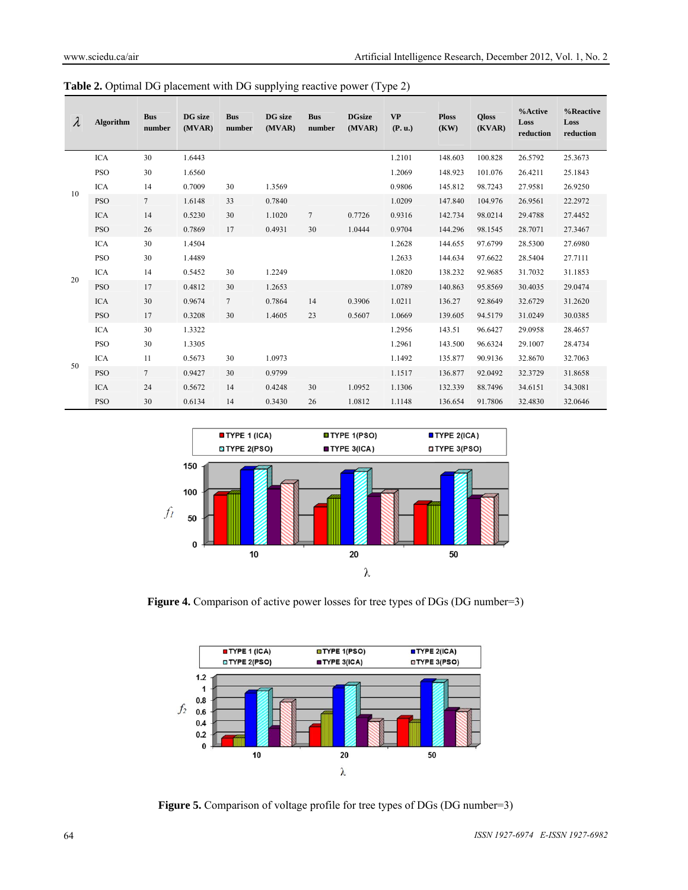**Table 2.** Optimal DG placement with DG supplying reactive power (Type 2)

| $\lambda$ | Algorithm | Bus number | DG size (MVAR) | Bus number | DG size (MVAR) | Bus number | DGsize (MVAR) | VP (P. u.) | Ploss (KW) | Qloss (KVAR) | %Active Loss reduction | %Reactive Loss reduction |
|---|---|---|---|---|---|---|---|---|---|---|---|---|
| 10 | ICA | 30 | 1.6443 | | | | | 1.2101 | 148.603 | 100.828 | 26.5792 | 25.3673 |
| | PSO | 30 | 1.6560 | | | | | 1.2069 | 148.923 | 101.076 | 26.4211 | 25.1843 |
| | ICA | 14 | 0.7009 | 30 | 1.3569 | | | 0.9806 | 145.812 | 98.7243 | 27.9581 | 26.9250 |
| | PSO | 7 | 1.6148 | 33 | 0.7840 | | | 1.0209 | 147.840 | 104.976 | 26.9561 | 22.2972 |
| | ICA | 14 | 0.5230 | 30 | 1.1020 | 7 | 0.7726 | 0.9316 | 142.734 | 98.0214 | 29.4788 | 27.4452 |
| | PSO | 26 | 0.7869 | 17 | 0.4931 | 30 | 1.0444 | 0.9704 | 144.296 | 98.1545 | 28.7071 | 27.3467 |
| 20 | ICA | 30 | 1.4504 | | | | | 1.2628 | 144.655 | 97.6799 | 28.5300 | 27.6980 |
| | PSO | 30 | 1.4489 | | | | | 1.2633 | 144.634 | 97.6622 | 28.5404 | 27.7111 |
| | ICA | 14 | 0.5452 | 30 | 1.2249 | | | 1.0820 | 138.232 | 92.9685 | 31.7032 | 31.1853 |
| | PSO | 17 | 0.4812 | 30 | 1.2653 | | | 1.0789 | 140.863 | 95.8569 | 30.4035 | 29.0474 |
| | ICA | 30 | 0.9674 | 7 | 0.7864 | 14 | 0.3906 | 1.0211 | 136.27 | 92.8649 | 32.6729 | 31.2620 |
| | PSO | 17 | 0.3208 | 30 | 1.4605 | 23 | 0.5607 | 1.0669 | 139.605 | 94.5179 | 31.0249 | 30.0385 |
| 50 | ICA | 30 | 1.3322 | | | | | 1.2956 | 143.51 | 96.6427 | 29.0958 | 28.4657 |
| | PSO | 30 | 1.3305 | | | | | 1.2961 | 143.500 | 96.6324 | 29.1007 | 28.4734 |
| | ICA | 11 | 0.5673 | 30 | 1.0973 | | | 1.1492 | 135.877 | 90.9136 | 32.8670 | 32.7063 |
| | PSO | 7 | 0.9427 | 30 | 0.9799 | | | 1.1517 | 136.877 | 92.0492 | 32.3729 | 31.8658 |
| | ICA | 24 | 0.5672 | 14 | 0.4248 | 30 | 1.0952 | 1.1306 | 132.339 | 88.7496 | 34.6151 | 34.3081 |
| | PSO | 30 | 0.6134 | 14 | 0.3430 | 26 | 1.0812 | 1.1148 | 136.654 | 91.7806 | 32.4830 | 32.0646 |

TYPE 1 (ICA)
TYPE 1(PSO)
TYPE 2(ICA)
TYPE 2(PSO)
TYPE 3(ICA)
TYPE 3(PSO)

150
100
50
0

$f_1$

10
20
50

$\lambda$

**Figure 4.** Comparison of active power losses for tree types of DGs (DG number=3)

TYPE 1 (ICA)
TYPE 1(PSO)
TYPE 2(ICA)
TYPE 2(PSO)
TYPE 3(ICA)
TYPE 3(PSO)

1.2
1
0.8
0.6
0.4
0.2
0

$f_2$

10
20
50

$\lambda$

**Figure 5.** Comparison of voltage profile for tree types of DGs (DG number=3)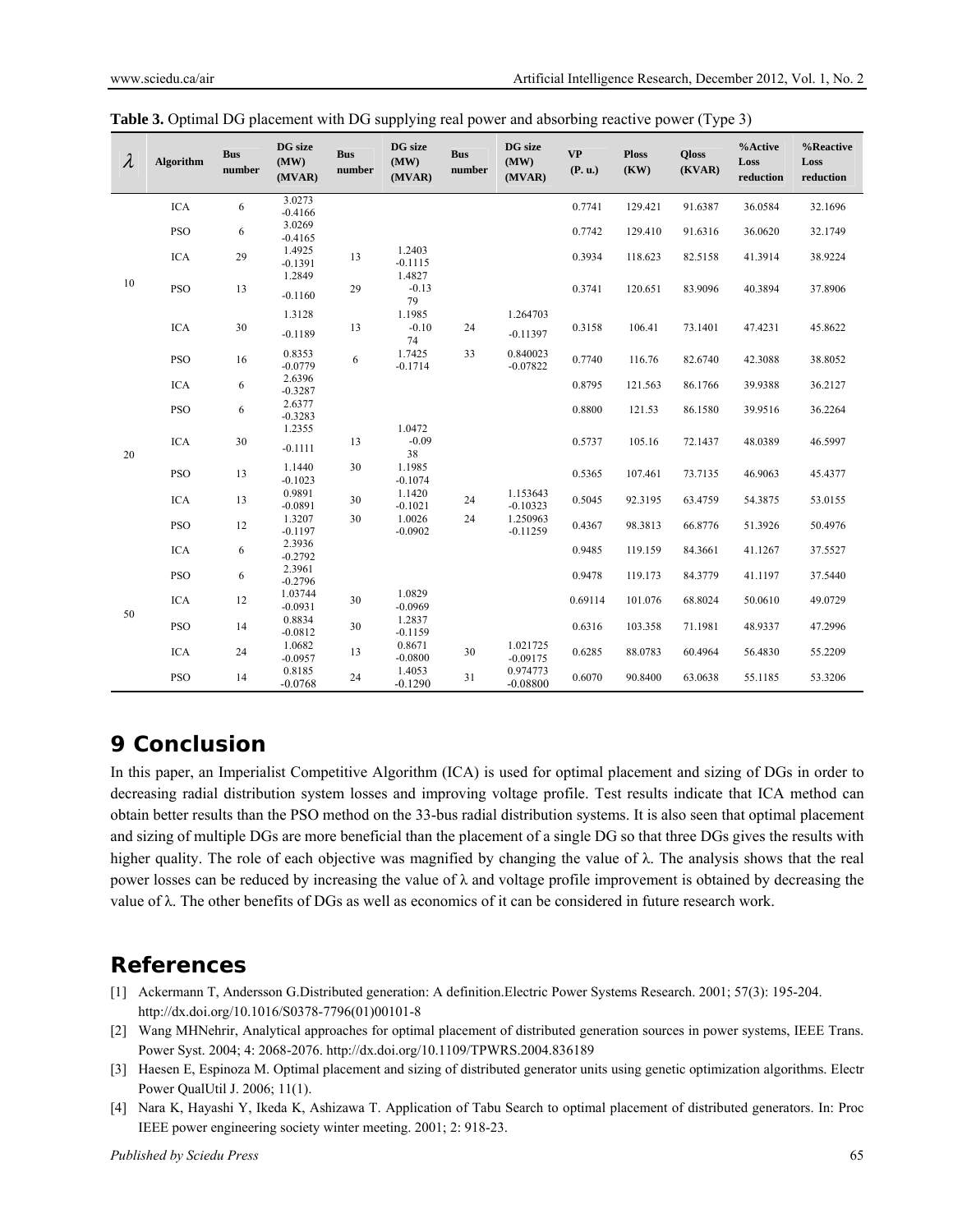**Table 3.** Optimal DG placement with DG supplying real power and absorbing reactive power (Type 3)

| λ | Algorithm | Bus number | DG size (MW) (MVAR) | Bus number | DG size (MW) (MVAR) | Bus number | DG size (MW) (MVAR) | VP (P. u.) | Ploss (KW) | Qloss (KVAR) | %Active Loss reduction | %Reactive Loss reduction |
|---|---|---|---|---|---|---|---|---|---|---|---|---|
| 10 | ICA | 6 | 3.0273 -0.4166 | | | | | 0.7741 | 129.421 | 91.6387 | 36.0584 | 32.1696 |
| | PSO | 6 | 3.0269 -0.4165 | | | | | 0.7742 | 129.410 | 91.6316 | 36.0620 | 32.1749 |
| | ICA | 29 | 1.4925 -0.1391 | 13 | 1.2403 -0.1115 | | | 0.3934 | 118.623 | 82.5158 | 41.3914 | 38.9224 |
| | PSO | 13 | 1.2849 -0.1160 | 29 | 1.4827 -0.1379 | | | 0.3741 | 120.651 | 83.9096 | 40.3894 | 37.8906 |
| | ICA | 30 | 1.3128 -0.1189 | 13 | 1.1985 -0.1074 | 24 | 1.264703 -0.11397 | 0.3158 | 106.41 | 73.1401 | 47.4231 | 45.8622 |
| | PSO | 16 | 0.8353 -0.0779 | 6 | 1.7425 -0.1714 | 33 | 0.840023 -0.07822 | 0.7740 | 116.76 | 82.6740 | 42.3088 | 38.8052 |
| 20 | ICA | 6 | 2.6396 -0.3287 | | | | | 0.8795 | 121.563 | 86.1766 | 39.9388 | 36.2127 |
| | PSO | 6 | 2.6377 -0.3283 | | | | | 0.8800 | 121.53 | 86.1580 | 39.9516 | 36.2264 |
| | ICA | 30 | 1.2355 -0.1111 | 13 | 1.0472 -0.0938 | | | 0.5737 | 105.16 | 72.1437 | 48.0389 | 46.5997 |
| | PSO | 13 | 1.1440 -0.1023 | 30 | 1.1985 -0.1074 | | | 0.5365 | 107.461 | 73.7135 | 46.9063 | 45.4377 |
| | ICA | 13 | 0.9891 -0.0891 | 30 | 1.1420 -0.1021 | 24 | 1.153643 -0.10323 | 0.5045 | 92.3195 | 63.4759 | 54.3875 | 53.0155 |
| | PSO | 12 | 1.3207 -0.1197 | 30 | 1.0026 -0.0902 | 24 | 1.250963 -0.11259 | 0.4367 | 98.3813 | 66.8776 | 51.3926 | 50.4976 |
| 50 | ICA | 6 | 2.3936 -0.2792 | | | | | 0.9485 | 119.159 | 84.3661 | 41.1267 | 37.5527 |
| | PSO | 6 | 2.3961 -0.2796 | | | | | 0.9478 | 119.173 | 84.3779 | 41.1197 | 37.5440 |
| | ICA | 12 | 1.03744 -0.0931 | 30 | 1.0829 -0.0969 | | | 0.69114 | 101.076 | 68.8024 | 50.0610 | 49.0729 |
| | PSO | 14 | 0.8834 -0.0812 | 30 | 1.2837 -0.1159 | | | 0.6316 | 103.358 | 71.1981 | 48.9337 | 47.2996 |
| | ICA | 24 | 1.0682 -0.0957 | 13 | 0.8671 -0.0800 | 30 | 1.021725 -0.09175 | 0.6285 | 88.0783 | 60.4964 | 56.4830 | 55.2209 |
| | PSO | 14 | 0.8185 -0.0768 | 24 | 1.4053 -0.1290 | 31 | 0.974773 -0.08800 | 0.6070 | 90.8400 | 63.0638 | 55.1185 | 53.3206 |

# 9 Conclusion

In this paper, an Imperialist Competitive Algorithm (ICA) is used for optimal placement and sizing of DGs in order to decreasing radial distribution system losses and improving voltage profile. Test results indicate that ICA method can obtain better results than the PSO method on the 33-bus radial distribution systems. It is also seen that optimal placement and sizing of multiple DGs are more beneficial than the placement of a single DG so that three DGs gives the results with higher quality. The role of each objective was magnified by changing the value of λ. The analysis shows that the real power losses can be reduced by increasing the value of λ and voltage profile improvement is obtained by decreasing the value of λ. The other benefits of DGs as well as economics of it can be considered in future research work.

# References

[1] Ackermann T, Andersson G.Distributed generation: A definition.Electric Power Systems Research. 2001; 57(3): 195-204. http://dx.doi.org/10.1016/S0378-7796(01)00101-8

[2] Wang MHNehrir, Analytical approaches for optimal placement of distributed generation sources in power systems, IEEE Trans. Power Syst. 2004; 4: 2068-2076. http://dx.doi.org/10.1109/TPWRS.2004.836189

[3] Haesen E, Espinoza M. Optimal placement and sizing of distributed generator units using genetic optimization algorithms. Electr Power QualUtil J. 2006; 11(1).

[4] Nara K, Hayashi Y, Ikeda K, Ashizawa T. Application of Tabu Search to optimal placement of distributed generators. In: Proc IEEE power engineering society winter meeting. 2001; 2: 918-23.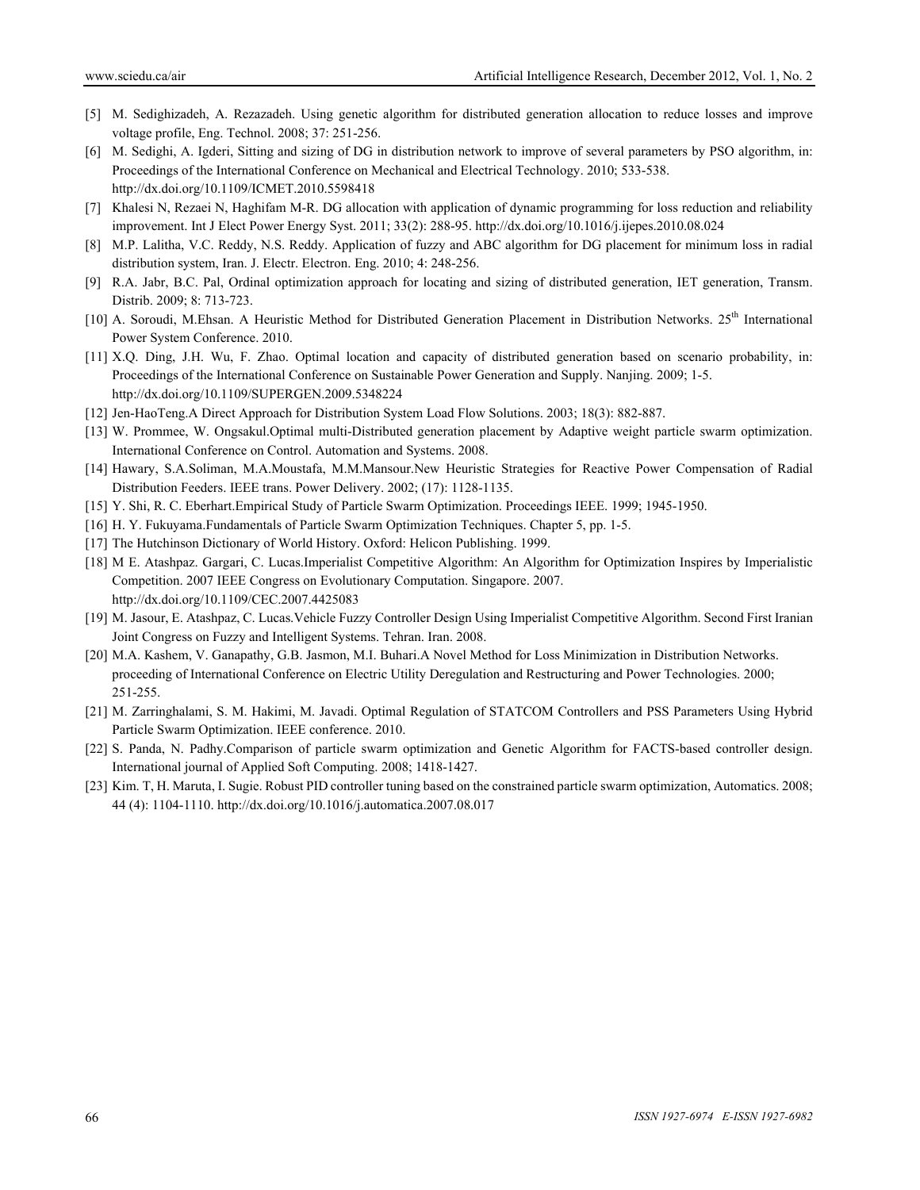[5] M. Sedighizadeh, A. Rezazadeh. Using genetic algorithm for distributed generation allocation to reduce losses and improve voltage profile, Eng. Technol. 2008; 37: 251-256.

[6] M. Sedighi, A. Igderi, Sitting and sizing of DG in distribution network to improve of several parameters by PSO algorithm, in: Proceedings of the International Conference on Mechanical and Electrical Technology. 2010; 533-538. http://dx.doi.org/10.1109/ICMET.2010.5598418

[7] Khalesi N, Rezaei N, Haghifam M-R. DG allocation with application of dynamic programming for loss reduction and reliability improvement. Int J Elect Power Energy Syst. 2011; 33(2): 288-95. http://dx.doi.org/10.1016/j.ijepes.2010.08.024

[8] M.P. Lalitha, V.C. Reddy, N.S. Reddy. Application of fuzzy and ABC algorithm for DG placement for minimum loss in radial distribution system, Iran. J. Electr. Electron. Eng. 2010; 4: 248-256.

[9] R.A. Jabr, B.C. Pal, Ordinal optimization approach for locating and sizing of distributed generation, IET generation, Transm. Distrib. 2009; 8: 713-723.

[10] A. Soroudi, M.Ehsan. A Heuristic Method for Distributed Generation Placement in Distribution Networks. 25th International Power System Conference. 2010.

[11] X.Q. Ding, J.H. Wu, F. Zhao. Optimal location and capacity of distributed generation based on scenario probability, in: Proceedings of the International Conference on Sustainable Power Generation and Supply. Nanjing. 2009; 1-5. http://dx.doi.org/10.1109/SUPERGEN.2009.5348224

[12] Jen-HaoTeng.A Direct Approach for Distribution System Load Flow Solutions. 2003; 18(3): 882-887.

[13] W. Prommee, W. Ongsakul.Optimal multi-Distributed generation placement by Adaptive weight particle swarm optimization. International Conference on Control. Automation and Systems. 2008.

[14] Hawary, S.A.Soliman, M.A.Moustafa, M.M.Mansour.New Heuristic Strategies for Reactive Power Compensation of Radial Distribution Feeders. IEEE trans. Power Delivery. 2002; (17): 1128-1135.

[15] Y. Shi, R. C. Eberhart.Empirical Study of Particle Swarm Optimization. Proceedings IEEE. 1999; 1945-1950.

[16] H. Y. Fukuyama.Fundamentals of Particle Swarm Optimization Techniques. Chapter 5, pp. 1-5.

[17] The Hutchinson Dictionary of World History. Oxford: Helicon Publishing. 1999.

[18] M E. Atashpaz. Gargari, C. Lucas.Imperialist Competitive Algorithm: An Algorithm for Optimization Inspires by Imperialistic Competition. 2007 IEEE Congress on Evolutionary Computation. Singapore. 2007. http://dx.doi.org/10.1109/CEC.2007.4425083

[19] M. Jasour, E. Atashpaz, C. Lucas.Vehicle Fuzzy Controller Design Using Imperialist Competitive Algorithm. Second First Iranian Joint Congress on Fuzzy and Intelligent Systems. Tehran. Iran. 2008.

[20] M.A. Kashem, V. Ganapathy, G.B. Jasmon, M.I. Buhari.A Novel Method for Loss Minimization in Distribution Networks. proceeding of International Conference on Electric Utility Deregulation and Restructuring and Power Technologies. 2000; 251-255.

[21] M. Zarringhalami, S. M. Hakimi, M. Javadi. Optimal Regulation of STATCOM Controllers and PSS Parameters Using Hybrid Particle Swarm Optimization. IEEE conference. 2010.

[22] S. Panda, N. Padhy.Comparison of particle swarm optimization and Genetic Algorithm for FACTS-based controller design. International journal of Applied Soft Computing. 2008; 1418-1427.

[23] Kim. T, H. Maruta, I. Sugie. Robust PID controller tuning based on the constrained particle swarm optimization, Automatics. 2008; 44 (4): 1104-1110. http://dx.doi.org/10.1016/j.automatica.2007.08.017